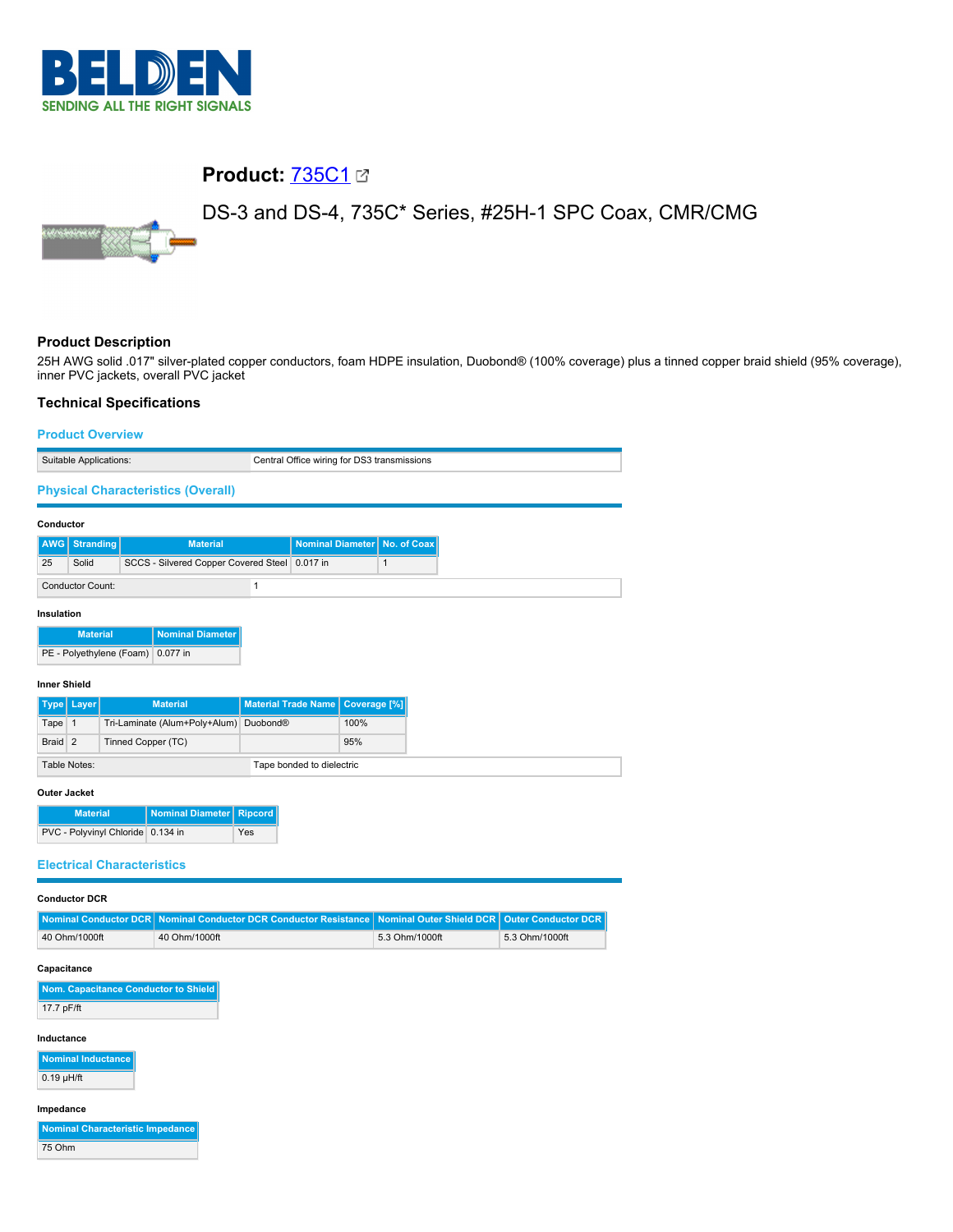# Product: 735C1

## DS-3 and DS-4, 735C* Series, #25H-1 SPC Coax, CMR/CMG

### Product Description

25H AWG solid .017" silver-plated copper conductors, foam HDPE insulation, Duobond® (100% coverage) plus a tinned copper braid shield (95% coverage), inner PVC jackets, overall PVC jacket

### Technical Specifications

#### Product Overview

| Suitable Applications: | Central Office wiring for DS3 transmissions |
|---|---|

#### Physical Characteristics (Overall)

**Conductor**

| AWG | Stranding | Material | Nominal Diameter | No. of Coax |
|---|---|---|---|---|
| 25 | Solid | SCCS - Silvered Copper Covered Steel | 0.017 in | 1 |

| Conductor Count: | 1 |
|---|---|

**Insulation**

| Material | Nominal Diameter |
|---|---|
| PE - Polyethylene (Foam) | 0.077 in |

**Inner Shield**

| Type | Layer | Material | Material Trade Name | Coverage [%] |
|---|---|---|---|---|
| Tape | 1 | Tri-Laminate (Alum+Poly+Alum) | Duobond® | 100% |
| Braid | 2 | Tinned Copper (TC) | | 95% |

| Table Notes: | Tape bonded to dielectric |
|---|---|

**Outer Jacket**

| Material | Nominal Diameter | Ripcord |
|---|---|---|
| PVC - Polyvinyl Chloride | 0.134 in | Yes |

#### Electrical Characteristics

**Conductor DCR**

| Nominal Conductor DCR | Nominal Conductor DCR Conductor Resistance | Nominal Outer Shield DCR | Outer Conductor DCR |
|---|---|---|---|
| 40 Ohm/1000ft | 40 Ohm/1000ft | 5.3 Ohm/1000ft | 5.3 Ohm/1000ft |

**Capacitance**

| Nom. Capacitance Conductor to Shield |
|---|
| 17.7 pF/ft |

**Inductance**

| Nominal Inductance |
|---|
| 0.19 µH/ft |

**Impedance**

| Nominal Characteristic Impedance |
|---|
| 75 Ohm |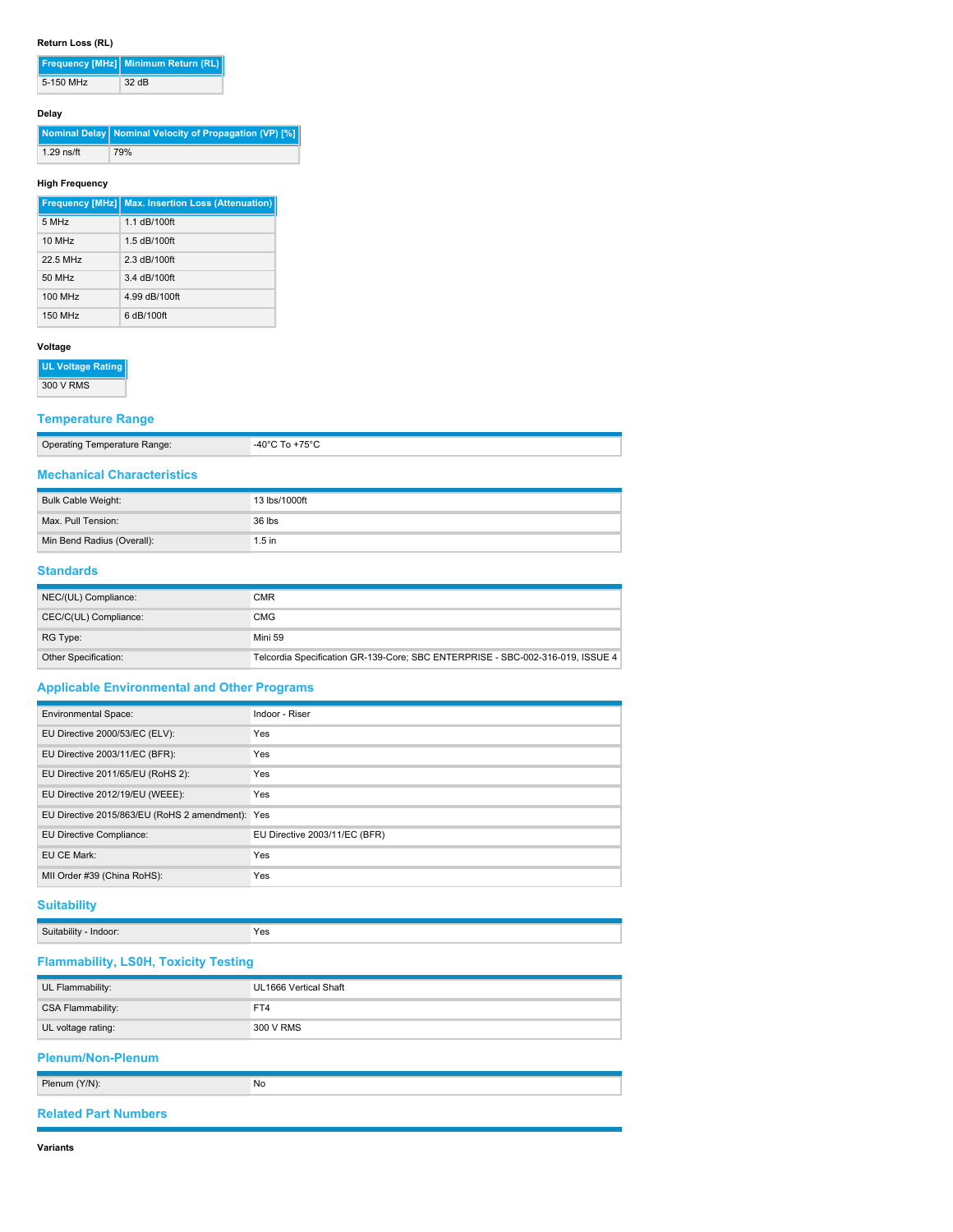**Return Loss (RL)**

| Frequency [MHz] | Minimum Return (RL) |
| --- | --- |
| 5-150 MHz | 32 dB |

**Delay**

| Nominal Delay | Nominal Velocity of Propagation (VP) [%] |
| --- | --- |
| 1.29 ns/ft | 79% |

**High Frequency**

| Frequency [MHz] | Max. Insertion Loss (Attenuation) |
| --- | --- |
| 5 MHz | 1.1 dB/100ft |
| 10 MHz | 1.5 dB/100ft |
| 22.5 MHz | 2.3 dB/100ft |
| 50 MHz | 3.4 dB/100ft |
| 100 MHz | 4.99 dB/100ft |
| 150 MHz | 6 dB/100ft |

**Voltage**

| UL Voltage Rating |
| --- |
| 300 V RMS |

## Temperature Range

| | |
| --- | --- |
| Operating Temperature Range: | -40°C To +75°C |

## Mechanical Characteristics

| | |
| --- | --- |
| Bulk Cable Weight: | 13 lbs/1000ft |
| Max. Pull Tension: | 36 lbs |
| Min Bend Radius (Overall): | 1.5 in |

## Standards

| | |
| --- | --- |
| NEC/(UL) Compliance: | CMR |
| CEC/C(UL) Compliance: | CMG |
| RG Type: | Mini 59 |
| Other Specification: | Telcordia Specification GR-139-Core; SBC ENTERPRISE - SBC-002-316-019, ISSUE 4 |

## Applicable Environmental and Other Programs

| | |
| --- | --- |
| Environmental Space: | Indoor - Riser |
| EU Directive 2000/53/EC (ELV): | Yes |
| EU Directive 2003/11/EC (BFR): | Yes |
| EU Directive 2011/65/EU (RoHS 2): | Yes |
| EU Directive 2012/19/EU (WEEE): | Yes |
| EU Directive 2015/863/EU (RoHS 2 amendment): | Yes |
| EU Directive Compliance: | EU Directive 2003/11/EC (BFR) |
| EU CE Mark: | Yes |
| MII Order #39 (China RoHS): | Yes |

## Suitability

| | |
| --- | --- |
| Suitability - Indoor: | Yes |

## Flammability, LS0H, Toxicity Testing

| | |
| --- | --- |
| UL Flammability: | UL1666 Vertical Shaft |
| CSA Flammability: | FT4 |
| UL voltage rating: | 300 V RMS |

## Plenum/Non-Plenum

| | |
| --- | --- |
| Plenum (Y/N): | No |

## Related Part Numbers

**Variants**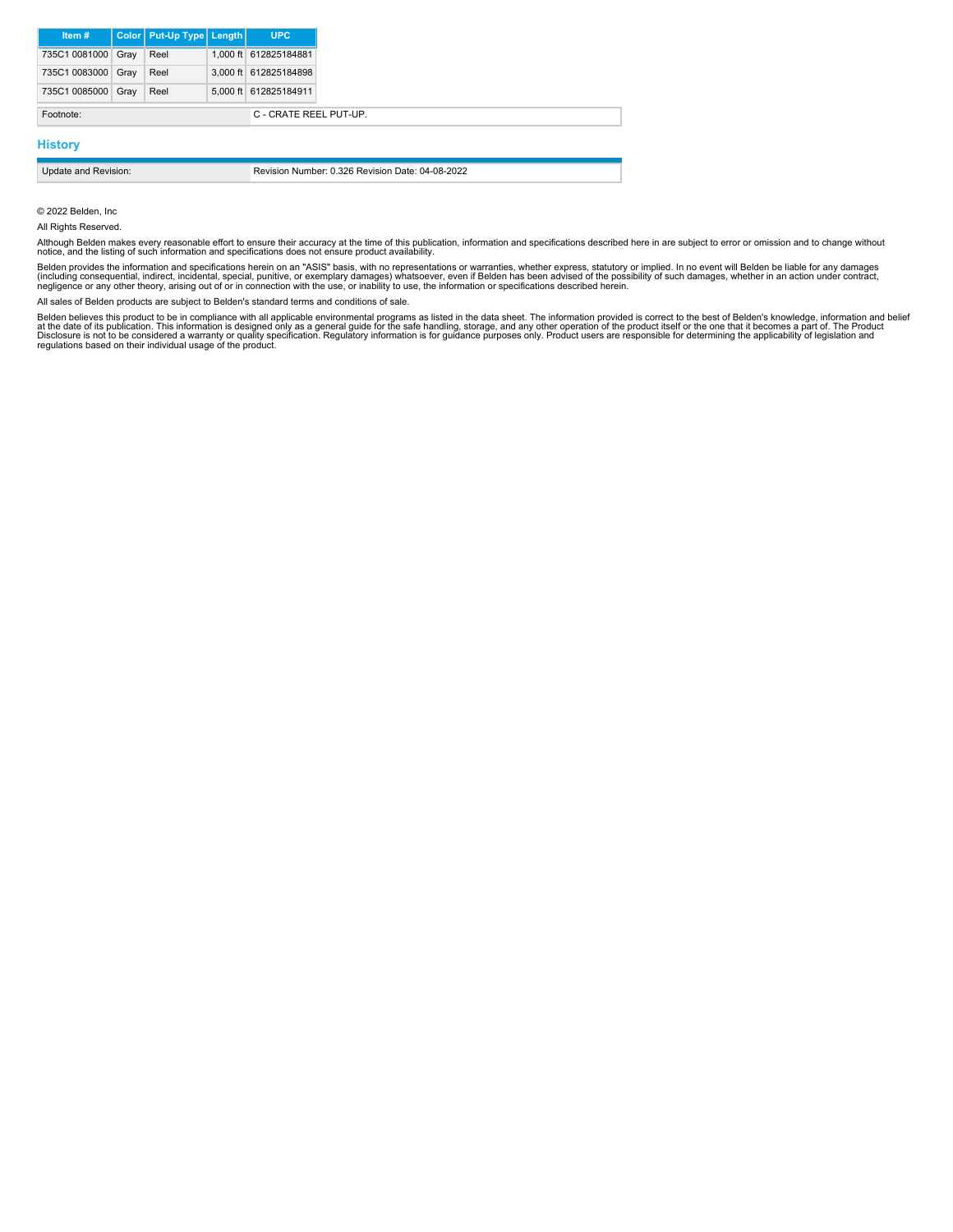| Item # | Color | Put-Up Type | Length | UPC |
|---|---|---|---|---|
| 735C1 0081000 | Gray | Reel | 1,000 ft | 612825184881 |
| 735C1 0083000 | Gray | Reel | 3,000 ft | 612825184898 |
| 735C1 0085000 | Gray | Reel | 5,000 ft | 612825184911 |

| | |
|---|---|
| Footnote: | C - CRATE REEL PUT-UP. |

## History

| | |
|---|---|
| Update and Revision: | Revision Number: 0.326 Revision Date: 04-08-2022 |

© 2022 Belden, Inc

All Rights Reserved.

Although Belden makes every reasonable effort to ensure their accuracy at the time of this publication, information and specifications described here in are subject to error or omission and to change without notice, and the listing of such information and specifications does not ensure product availability.

Belden provides the information and specifications herein on an "ASIS" basis, with no representations or warranties, whether express, statutory or implied. In no event will Belden be liable for any damages (including consequential, indirect, incidental, special, punitive, or exemplary damages) whatsoever, even if Belden has been advised of the possibility of such damages, whether in an action under contract, negligence or any other theory, arising out of or in connection with the use, or inability to use, the information or specifications described herein.

All sales of Belden products are subject to Belden's standard terms and conditions of sale.

Belden believes this product to be in compliance with all applicable environmental programs as listed in the data sheet. The information provided is correct to the best of Belden's knowledge, information and belief at the date of its publication. This information is designed only as a general guide for the safe handling, storage, and any other operation of the product itself or the one that it becomes a part of. The Product Disclosure is not to be considered a warranty or quality specification. Regulatory information is for guidance purposes only. Product users are responsible for determining the applicability of legislation and regulations based on their individual usage of the product.